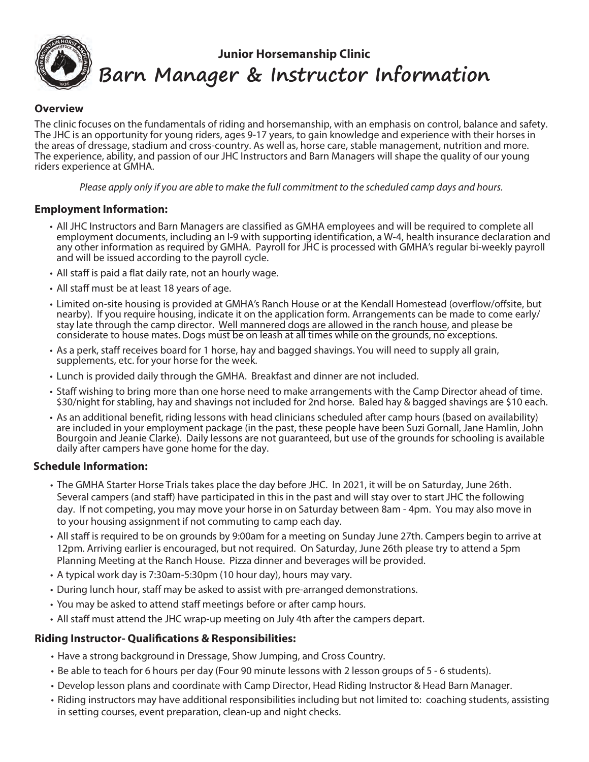### Junior Horsemanship Clinic

# Barn Manager & Instructor Information

**Overview**

The clinic focuses on the fundamentals of riding and horsemanship, with an emphasis on control, balance and safety. The JHC is an opportunity for young riders, ages 9-17 years, to gain knowledge and experience with their horses in the areas of dressage, stadium and cross-country. As well as, horse care, stable management, nutrition and more. The experience, ability, and passion of our JHC Instructors and Barn Managers will shape the quality of our young riders experience at GMHA.

*Please apply only if you are able to make the full commitment to the scheduled camp days and hours.*

## Employment Information:

- All JHC Instructors and Barn Managers are classified as GMHA employees and will be required to complete all employment documents, including an I-9 with supporting identification, a W-4, health insurance declaration and any other information as required by GMHA. Payroll for JHC is processed with GMHA's regular bi-weekly payroll and will be issued according to the payroll cycle.
- All staff is paid a flat daily rate, not an hourly wage.
- All staff must be at least 18 years of age.
- Limited on-site housing is provided at GMHA's Ranch House or at the Kendall Homestead (overflow/offsite, but nearby). If you require housing, indicate it on the application form. Arrangements can be made to come early/stay late through the camp director. <u>Well mannered dogs are allowed in the ranch house</u>, and please be considerate to house mates. Dogs must be on leash at all times while on the grounds, no exceptions.
- As a perk, staff receives board for 1 horse, hay and bagged shavings. You will need to supply all grain, supplements, etc. for your horse for the week.
- Lunch is provided daily through the GMHA. Breakfast and dinner are not included.
- Staff wishing to bring more than one horse need to make arrangements with the Camp Director ahead of time. $30/night for stabling, hay and shavings not included for 2nd horse. Baled hay & bagged shavings are $10 each.
- As an additional benefit, riding lessons with head clinicians scheduled after camp hours (based on availability) are included in your employment package (in the past, these people have been Suzi Gornall, Jane Hamlin, John Bourgoin and Jeanie Clarke). Daily lessons are not guaranteed, but use of the grounds for schooling is available daily after campers have gone home for the day.

## Schedule Information:

- The GMHA Starter Horse Trials takes place the day before JHC. In 2021, it will be on Saturday, June 26th. Several campers (and staff) have participated in this in the past and will stay over to start JHC the following day. If not competing, you may move your horse in on Saturday between 8am - 4pm. You may also move in to your housing assignment if not commuting to camp each day.
- All staff is required to be on grounds by 9:00am for a meeting on Sunday June 27th. Campers begin to arrive at 12pm. Arriving earlier is encouraged, but not required. On Saturday, June 26th please try to attend a 5pm Planning Meeting at the Ranch House. Pizza dinner and beverages will be provided.
- A typical work day is 7:30am-5:30pm (10 hour day), hours may vary.
- During lunch hour, staff may be asked to assist with pre-arranged demonstrations.
- You may be asked to attend staff meetings before or after camp hours.
- All staff must attend the JHC wrap-up meeting on July 4th after the campers depart.

## Riding Instructor- Qualifications & Responsibilities:

- Have a strong background in Dressage, Show Jumping, and Cross Country.
- Be able to teach for 6 hours per day (Four 90 minute lessons with 2 lesson groups of 5 - 6 students).
- Develop lesson plans and coordinate with Camp Director, Head Riding Instructor & Head Barn Manager.
- Riding instructors may have additional responsibilities including but not limited to: coaching students, assisting in setting courses, event preparation, clean-up and night checks.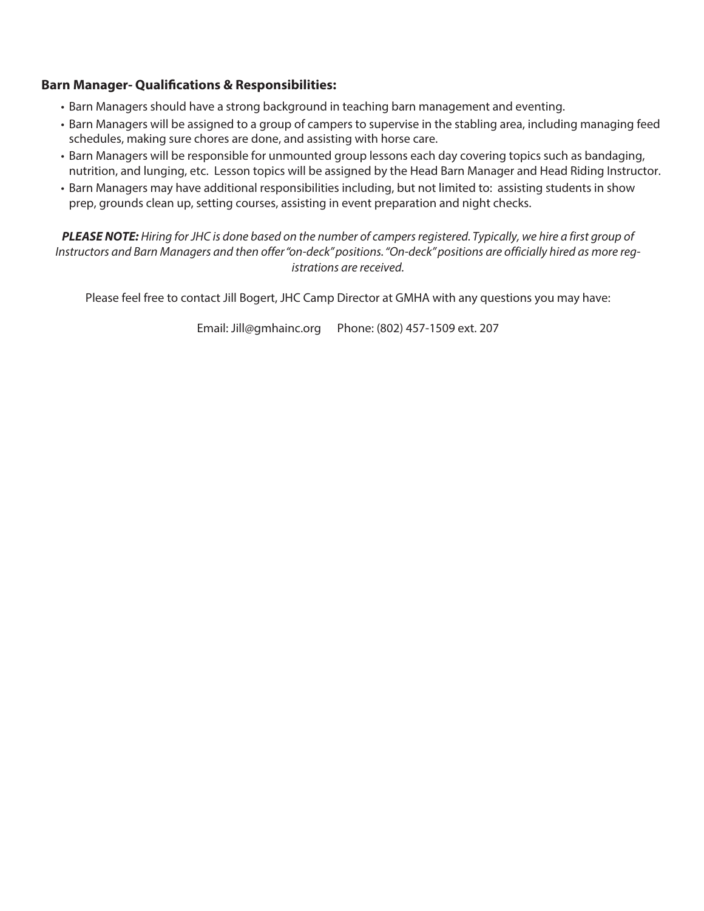**Barn Manager- Qualifications & Responsibilities:**

- Barn Managers should have a strong background in teaching barn management and eventing.
- Barn Managers will be assigned to a group of campers to supervise in the stabling area, including managing feed schedules, making sure chores are done, and assisting with horse care.
- Barn Managers will be responsible for unmounted group lessons each day covering topics such as bandaging, nutrition, and lunging, etc. Lesson topics will be assigned by the Head Barn Manager and Head Riding Instructor.
- Barn Managers may have additional responsibilities including, but not limited to: assisting students in show prep, grounds clean up, setting courses, assisting in event preparation and night checks.

***PLEASE NOTE:*** *Hiring for JHC is done based on the number of campers registered. Typically, we hire a first group of Instructors and Barn Managers and then offer "on-deck" positions. "On-deck" positions are officially hired as more registrations are received.*

Please feel free to contact Jill Bogert, JHC Camp Director at GMHA with any questions you may have:

Email: Jill@gmhainc.org Phone: (802) 457-1509 ext. 207